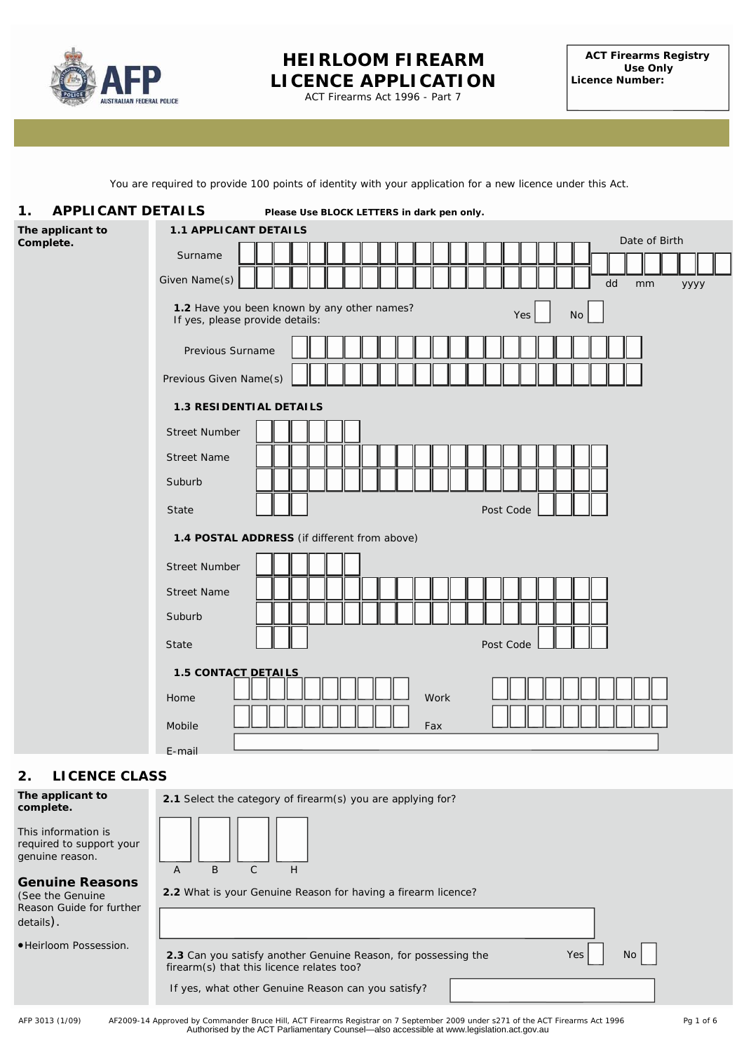# HEIRLOOM FIREARM LICENCE APPLICATION

ACT Firearms Act 1996 - Part 7

**ACT Firearms Registry Use Only**
**Licence Number:**

You are required to provide 100 points of identity with your application for a new licence under this Act.

## 1. APPLICANT DETAILS

**Please Use BLOCK LETTERS in dark pen only.**

**The applicant to Complete.**

### 1.1 APPLICANT DETAILS

Surname

Given Name(s)

Date of Birth
dd mm yyyy

**1.2** Have you been known by any other names? If yes, please provide details:
Yes ☐ No ☐

Previous Surname

Previous Given Name(s)

### 1.3 RESIDENTIAL DETAILS

Street Number

Street Name

Suburb

State

Post Code

### 1.4 POSTAL ADDRESS (if different from above)

Street Number

Street Name

Suburb

State

Post Code

### 1.5 CONTACT DETAILS

Home

Work

Mobile

Fax

E-mail

## 2. LICENCE CLASS

**The applicant to complete.**

This information is required to support your genuine reason.

**Genuine Reasons**
(See the Genuine Reason Guide for further details).

- Heirloom Possession.

**2.1** Select the category of firearm(s) you are applying for?

☐ A ☐ B ☐ C ☐ H

**2.2** What is your Genuine Reason for having a firearm licence?

**2.3** Can you satisfy another Genuine Reason, for possessing the firearm(s) that this licence relates too?
Yes ☐ No ☐

If yes, what other Genuine Reason can you satisfy?

AFP 3013 (1/09) AF2009-14 Approved by Commander Bruce Hill, ACT Firearms Registrar on 7 September 2009 under s271 of the ACT Firearms Act 1996
Authorised by the ACT Parliamentary Counsel—also accessible at www.legislation.act.gov.au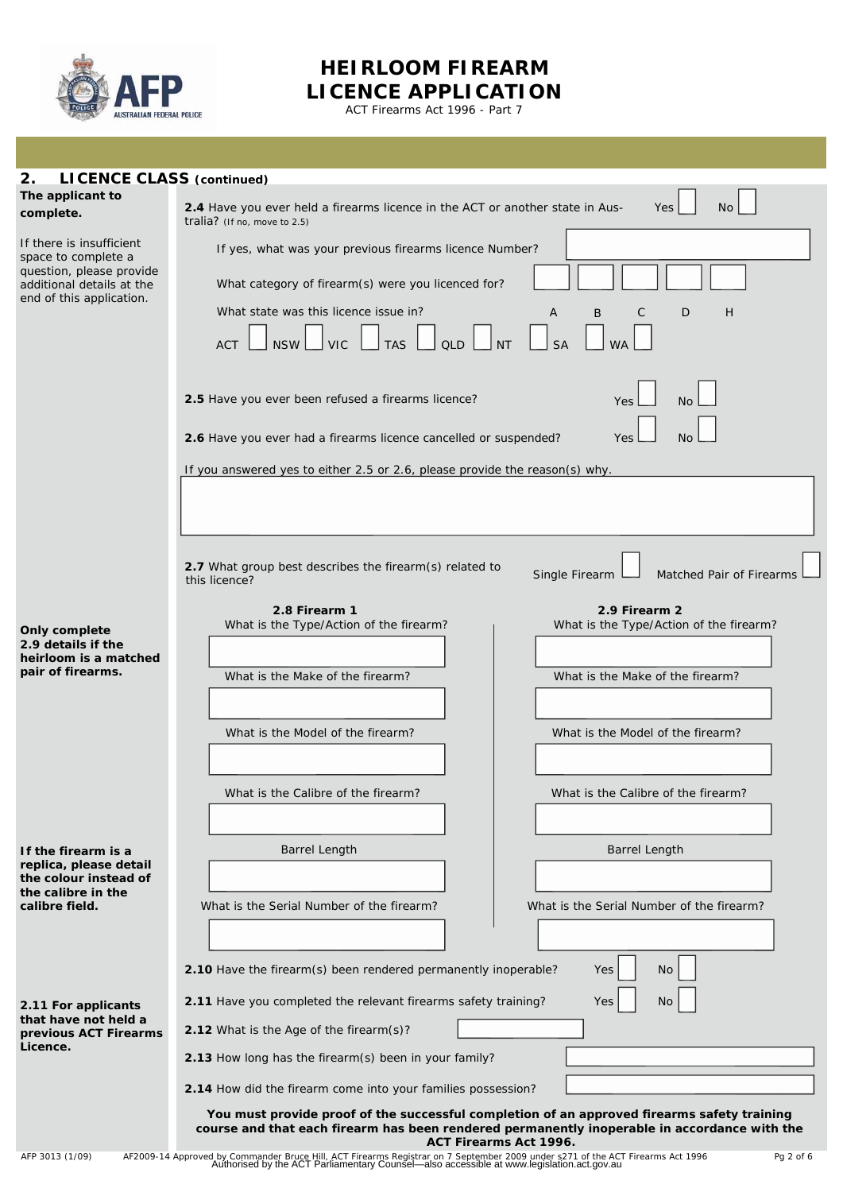# HEIRLOOM FIREARM LICENCE APPLICATION

ACT Firearms Act 1996 - Part 7

## 2. LICENCE CLASS (continued)

**The applicant to complete.**

If there is insufficient space to complete a question, please provide additional details at the end of this application.

**2.4** Have you ever held a firearms licence in the ACT or another state in Australia? (If no, move to 2.5) Yes ☐ No ☐

If yes, what was your previous firearms licence Number? ______

What category of firearm(s) were you licenced for? A ☐ B ☐ C ☐ D ☐ H ☐

What state was this licence issue in?

ACT ☐ NSW ☐ VIC ☐ TAS ☐ QLD ☐ NT ☐ SA ☐ WA ☐

**2.5** Have you ever been refused a firearms licence? Yes ☐ No ☐

**2.6** Have you ever had a firearms licence cancelled or suspended? Yes ☐ No ☐

If you answered yes to either 2.5 or 2.6, please provide the reason(s) why.

______

**2.7** What group best describes the firearm(s) related to this licence? Single Firearm ☐ Matched Pair of Firearms ☐

**Only complete 2.9 details if the heirloom is a matched pair of firearms.**

**If the firearm is a replica, please detail the colour instead of the calibre in the calibre field.**

| **2.8 Firearm 1** | **2.9 Firearm 2** |
|---|---|
| What is the Type/Action of the firearm? | What is the Type/Action of the firearm? |
| What is the Make of the firearm? | What is the Make of the firearm? |
| What is the Model of the firearm? | What is the Model of the firearm? |
| What is the Calibre of the firearm? | What is the Calibre of the firearm? |
| Barrel Length | Barrel Length |
| What is the Serial Number of the firearm? | What is the Serial Number of the firearm? |

**2.10** Have the firearm(s) been rendered permanently inoperable? Yes ☐ No ☐

**2.11 For applicants that have not held a previous ACT Firearms Licence.**

**2.11** Have you completed the relevant firearms safety training? Yes ☐ No ☐

**2.12** What is the Age of the firearm(s)? ______

**2.13** How long has the firearm(s) been in your family? ______

**2.14** How did the firearm come into your families possession? ______

**You must provide proof of the successful completion of an approved firearms safety training course and that each firearm has been rendered permanently inoperable in accordance with the ACT Firearms Act 1996.**

AFP 3013 (1/09) AF2009-14 Approved by Commander Bruce Hill, ACT Firearms Registrar on 7 September 2009 under s271 of the ACT Firearms Act 1996
Authorised by the ACT Parliamentary Counsel—also accessible at www.legislation.act.gov.au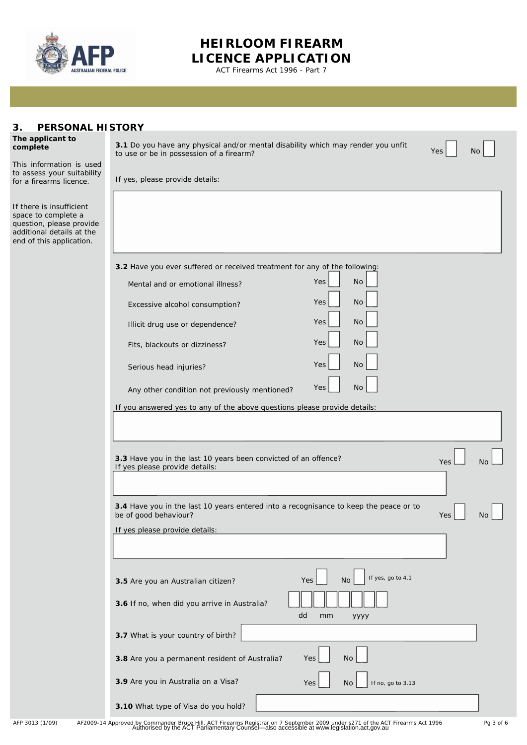# HEIRLOOM FIREARM LICENCE APPLICATION

ACT Firearms Act 1996 - Part 7

## 3. PERSONAL HISTORY

**The applicant to complete**

This information is used to assess your suitability for a firearms licence.

If there is insufficient space to complete a question, please provide additional details at the end of this application.

**3.1** Do you have any physical and/or mental disability which may render you unfit to use or be in possession of a firearm? Yes ☐ No ☐

If yes, please provide details:

**3.2** Have you ever suffered or received treatment for any of the following:

| | | |
|---|---|---|
| Mental and or emotional illness? | Yes ☐ | No ☐ |
| Excessive alcohol consumption? | Yes ☐ | No ☐ |
| Illicit drug use or dependence? | Yes ☐ | No ☐ |
| Fits, blackouts or dizziness? | Yes ☐ | No ☐ |
| Serious head injuries? | Yes ☐ | No ☐ |
| Any other condition not previously mentioned? | Yes ☐ | No ☐ |

If you answered yes to any of the above questions please provide details:

**3.3** Have you in the last 10 years been convicted of an offence? Yes ☐ No ☐

If yes please provide details:

**3.4** Have you in the last 10 years entered into a recognisance to keep the peace or to be of good behaviour? Yes ☐ No ☐

If yes please provide details:

**3.5** Are you an Australian citizen? Yes ☐ No ☐ If yes, go to 4.1

**3.6** If no, when did you arrive in Australia? ☐☐☐☐☐☐☐☐ (dd mm yyyy)

**3.7** What is your country of birth?

**3.8** Are you a permanent resident of Australia? Yes ☐ No ☐

**3.9** Are you in Australia on a Visa? Yes ☐ No ☐ If no, go to 3.13

**3.10** What type of Visa do you hold?

AFP 3013 (1/09) AF2009-14 Approved by Commander Bruce Hill, ACT Firearms Registrar on 7 September 2009 under s271 of the ACT Firearms Act 1996
Authorised by the ACT Parliamentary Counsel—also accessible at www.legislation.act.gov.au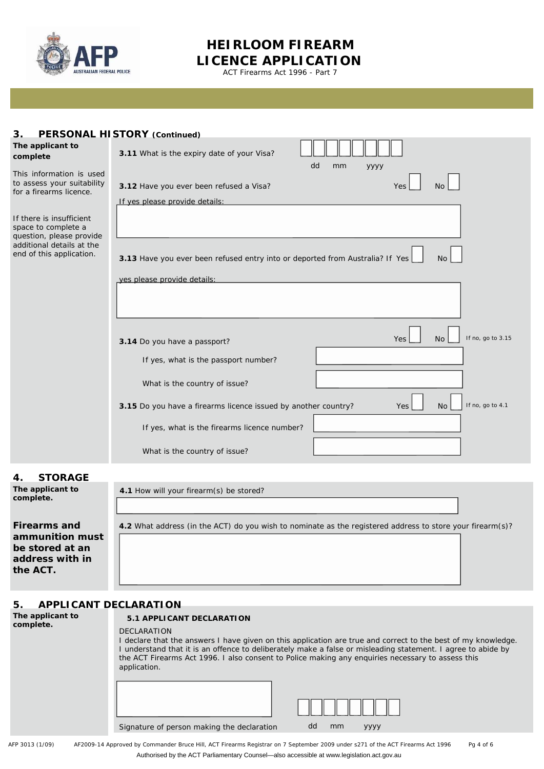# HEIRLOOM FIREARM LICENCE APPLICATION

ACT Firearms Act 1996 - Part 7

## 3. PERSONAL HISTORY (Continued)

**The applicant to complete**

This information is used to assess your suitability for a firearms licence.

If there is insufficient space to complete a question, please provide additional details at the end of this application.

**3.11** What is the expiry date of your Visa? dd mm yyyy

**3.12** Have you ever been refused a Visa? Yes ☐ No ☐

If yes please provide details:

**3.13** Have you ever been refused entry into or deported from Australia? If Yes ☐ No ☐

yes please provide details:

**3.14** Do you have a passport? Yes ☐ No ☐ If no, go to 3.15

If yes, what is the passport number?

What is the country of issue?

**3.15** Do you have a firearms licence issued by another country? Yes ☐ No ☐ If no, go to 4.1

If yes, what is the firearms licence number?

What is the country of issue?

## 4. STORAGE

**The applicant to complete.**

**Firearms and ammunition must be stored at an address with in the ACT.**

**4.1** How will your firearm(s) be stored?

**4.2** What address (in the ACT) do you wish to nominate as the registered address to store your firearm(s)?

## 5. APPLICANT DECLARATION

**The applicant to complete.**

**5.1 APPLICANT DECLARATION**

DECLARATION

I declare that the answers I have given on this application are true and correct to the best of my knowledge. I understand that it is an offence to deliberately make a false or misleading statement. I agree to abide by the ACT Firearms Act 1996. I also consent to Police making any enquiries necessary to assess this application.

Signature of person making the declaration dd mm yyyy

AFP 3013 (1/09) AF2009-14 Approved by Commander Bruce Hill, ACT Firearms Registrar on 7 September 2009 under s271 of the ACT Firearms Act 1996

Authorised by the ACT Parliamentary Counsel—also accessible at www.legislation.act.gov.au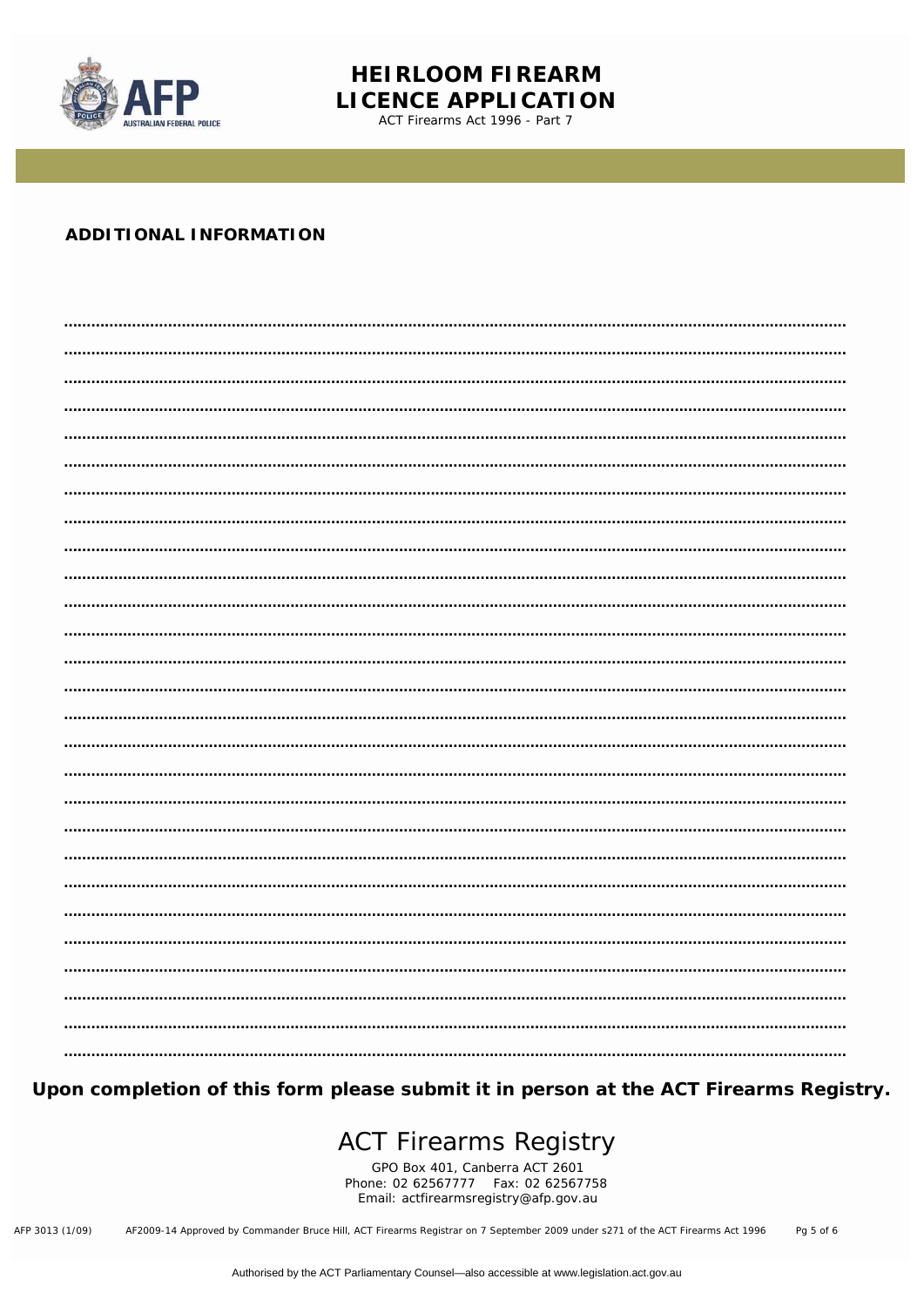# HEIRLOOM FIREARM LICENCE APPLICATION

ACT Firearms Act 1996 - Part 7

## ADDITIONAL INFORMATION

..........................................................................................................................................................................

..........................................................................................................................................................................

..........................................................................................................................................................................

..........................................................................................................................................................................

..........................................................................................................................................................................

..........................................................................................................................................................................

..........................................................................................................................................................................

..........................................................................................................................................................................

..........................................................................................................................................................................

..........................................................................................................................................................................

..........................................................................................................................................................................

..........................................................................................................................................................................

..........................................................................................................................................................................

..........................................................................................................................................................................

..........................................................................................................................................................................

..........................................................................................................................................................................

..........................................................................................................................................................................

..........................................................................................................................................................................

..........................................................................................................................................................................

..........................................................................................................................................................................

..........................................................................................................................................................................

..........................................................................................................................................................................

..........................................................................................................................................................................

..........................................................................................................................................................................

..........................................................................................................................................................................

..........................................................................................................................................................................

..........................................................................................................................................................................

**Upon completion of this form please submit it in person at the ACT Firearms Registry.**

## ACT Firearms Registry

GPO Box 401, Canberra ACT 2601
Phone: 02 62567777 Fax: 02 62567758
Email: actfirearmsregistry@afp.gov.au

AFP 3013 (1/09) AF2009-14 Approved by Commander Bruce Hill, ACT Firearms Registrar on 7 September 2009 under s271 of the ACT Firearms Act 1996

Authorised by the ACT Parliamentary Counsel—also accessible at www.legislation.act.gov.au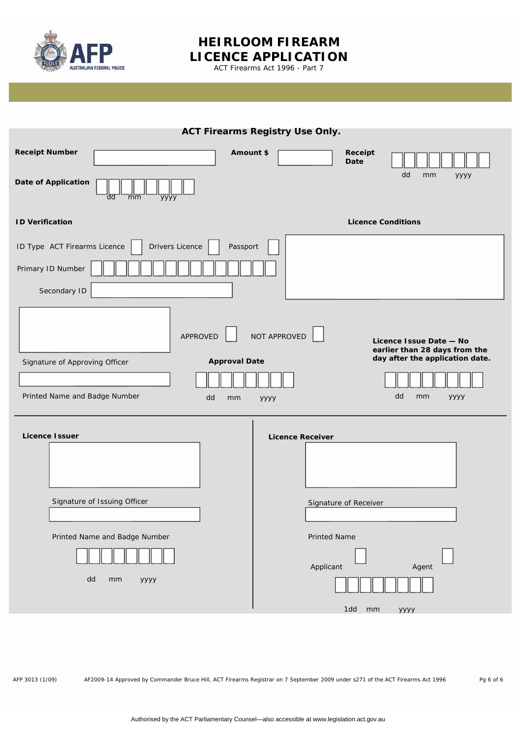# HEIRLOOM FIREARM LICENCE APPLICATION

ACT Firearms Act 1996 - Part 7

## ACT Firearms Registry Use Only.

**Receipt Number** ____________ **Amount $** ________ **Receipt Date** dd mm yyyy

**Date of Application** dd mm yyyy

**ID Verification**

ID Type ACT Firearms Licence ☐ Drivers Licence ☐ Passport ☐

Primary ID Number ______________

Secondary ID ______________

**Licence Conditions**

______________

Signature of Approving Officer

Printed Name and Badge Number

APPROVED ☐ NOT APPROVED ☐

**Approval Date** dd mm yyyy

**Licence Issue Date — No earlier than 28 days from the day after the application date.** dd mm yyyy

---

**Licence Issuer**

Signature of Issuing Officer

Printed Name and Badge Number

dd mm yyyy

**Licence Receiver**

Signature of Receiver

Printed Name

Applicant ☐ Agent ☐

1dd mm yyyy

AFP 3013 (1/09) AF2009-14 Approved by Commander Bruce Hill, ACT Firearms Registrar on 7 September 2009 under s271 of the ACT Firearms Act 1996

Authorised by the ACT Parliamentary Counsel—also accessible at www.legislation.act.gov.au